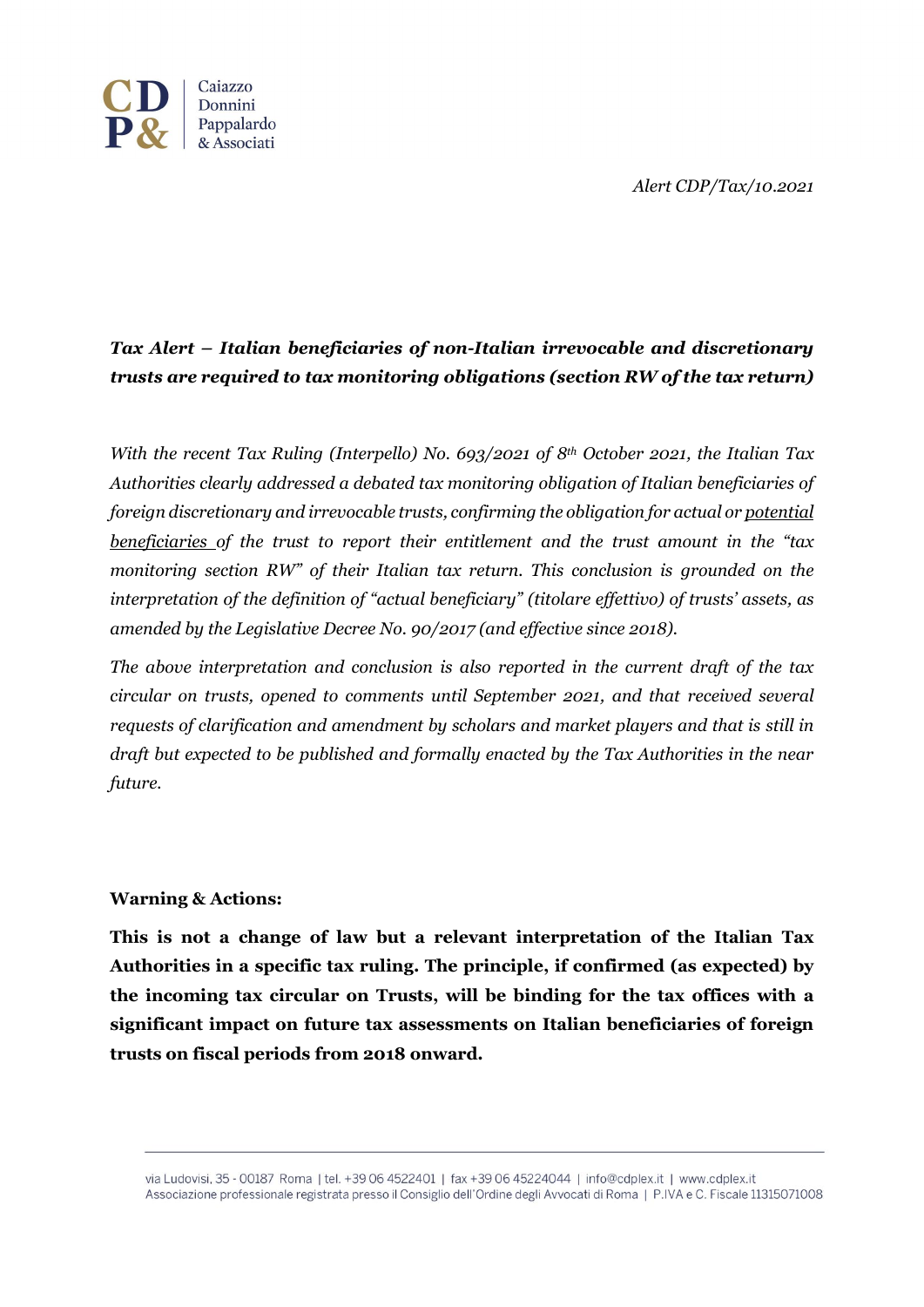*Alert CDP/Tax/10.2021*

***Tax Alert – Italian beneficiaries of non-Italian irrevocable and discretionary trusts are required to tax monitoring obligations (section RW of the tax return)***

*With the recent Tax Ruling (Interpello) No. 693/2021 of 8th October 2021, the Italian Tax Authorities clearly addressed a debated tax monitoring obligation of Italian beneficiaries of foreign discretionary and irrevocable trusts, confirming the obligation for actual or potential beneficiaries of the trust to report their entitlement and the trust amount in the "tax monitoring section RW" of their Italian tax return. This conclusion is grounded on the interpretation of the definition of "actual beneficiary" (titolare effettivo) of trusts' assets, as amended by the Legislative Decree No. 90/2017 (and effective since 2018).*

*The above interpretation and conclusion is also reported in the current draft of the tax circular on trusts, opened to comments until September 2021, and that received several requests of clarification and amendment by scholars and market players and that is still in draft but expected to be published and formally enacted by the Tax Authorities in the near future.*

**Warning & Actions:**

**This is not a change of law but a relevant interpretation of the Italian Tax Authorities in a specific tax ruling. The principle, if confirmed (as expected) by the incoming tax circular on Trusts, will be binding for the tax offices with a significant impact on future tax assessments on Italian beneficiaries of foreign trusts on fiscal periods from 2018 onward.**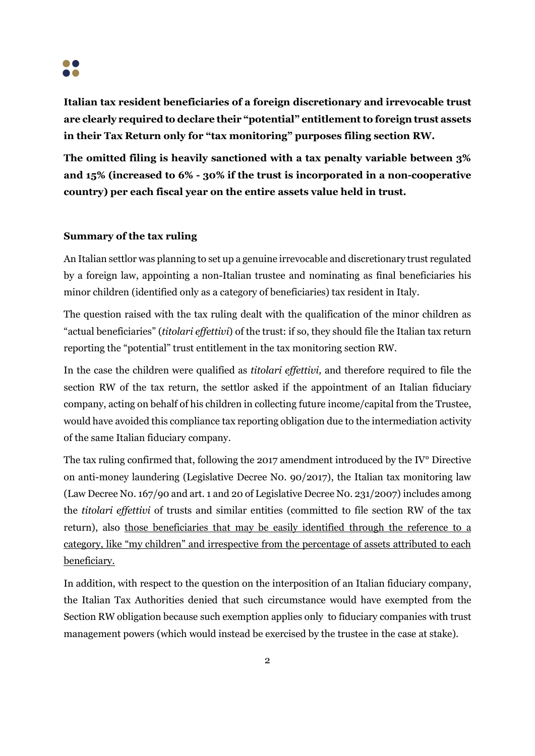**Italian tax resident beneficiaries of a foreign discretionary and irrevocable trust are clearly required to declare their "potential" entitlement to foreign trust assets in their Tax Return only for "tax monitoring" purposes filing section RW.**

**The omitted filing is heavily sanctioned with a tax penalty variable between 3% and 15% (increased to 6% - 30% if the trust is incorporated in a non-cooperative country) per each fiscal year on the entire assets value held in trust.**

**Summary of the tax ruling**

An Italian settlor was planning to set up a genuine irrevocable and discretionary trust regulated by a foreign law, appointing a non-Italian trustee and nominating as final beneficiaries his minor children (identified only as a category of beneficiaries) tax resident in Italy.

The question raised with the tax ruling dealt with the qualification of the minor children as "actual beneficiaries" (*titolari effettivi*) of the trust: if so, they should file the Italian tax return reporting the "potential" trust entitlement in the tax monitoring section RW.

In the case the children were qualified as *titolari effettivi,* and therefore required to file the section RW of the tax return, the settlor asked if the appointment of an Italian fiduciary company, acting on behalf of his children in collecting future income/capital from the Trustee, would have avoided this compliance tax reporting obligation due to the intermediation activity of the same Italian fiduciary company.

The tax ruling confirmed that, following the 2017 amendment introduced by the IV° Directive on anti-money laundering (Legislative Decree No. 90/2017), the Italian tax monitoring law (Law Decree No. 167/90 and art. 1 and 20 of Legislative Decree No. 231/2007) includes among the *titolari effettivi* of trusts and similar entities (committed to file section RW of the tax return), also <u>those beneficiaries that may be easily identified through the reference to a category, like "my children" and irrespective from the percentage of assets attributed to each beneficiary.</u>

In addition, with respect to the question on the interposition of an Italian fiduciary company, the Italian Tax Authorities denied that such circumstance would have exempted from the Section RW obligation because such exemption applies only to fiduciary companies with trust management powers (which would instead be exercised by the trustee in the case at stake).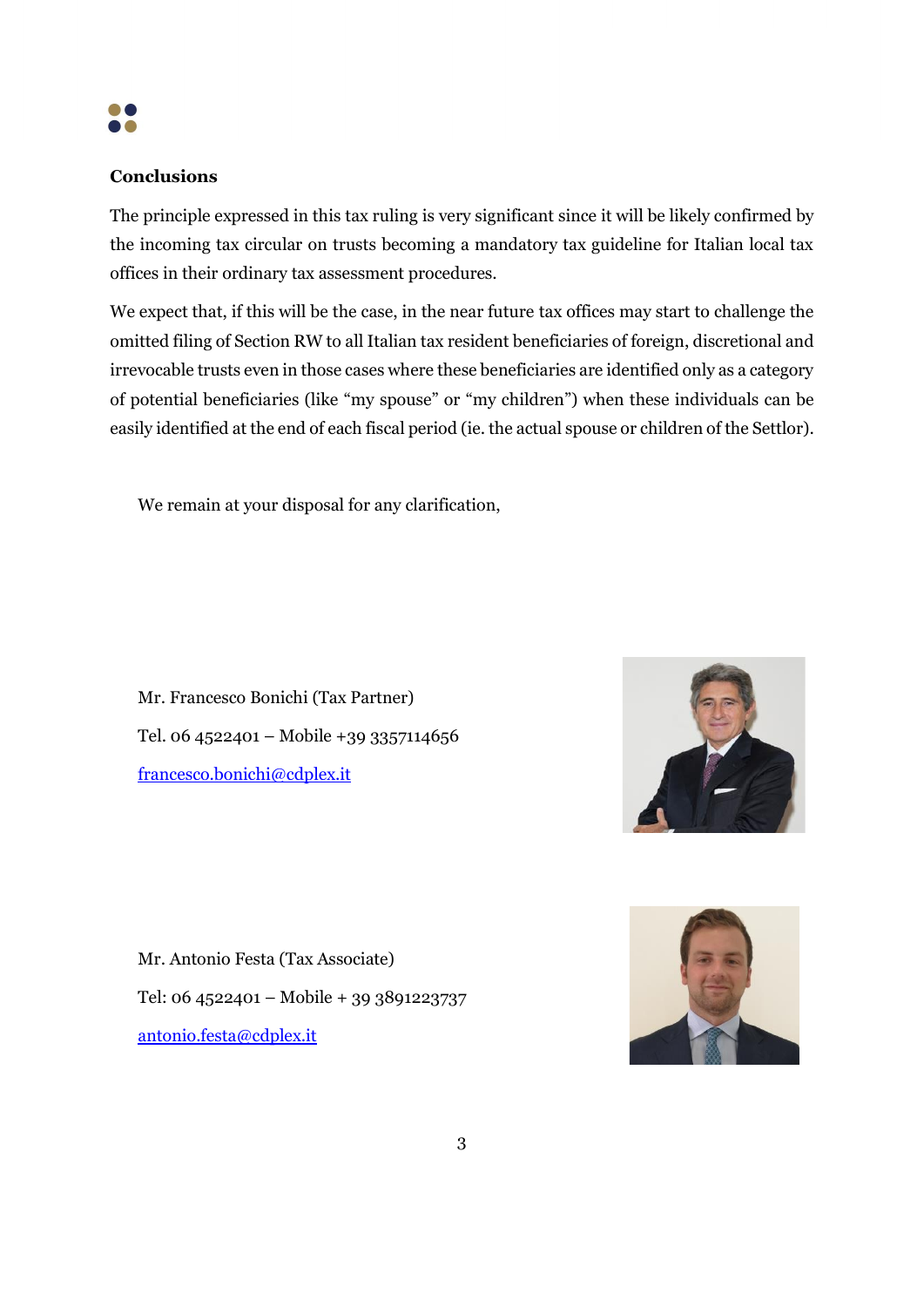## Conclusions

The principle expressed in this tax ruling is very significant since it will be likely confirmed by the incoming tax circular on trusts becoming a mandatory tax guideline for Italian local tax offices in their ordinary tax assessment procedures.

We expect that, if this will be the case, in the near future tax offices may start to challenge the omitted filing of Section RW to all Italian tax resident beneficiaries of foreign, discretional and irrevocable trusts even in those cases where these beneficiaries are identified only as a category of potential beneficiaries (like "my spouse" or "my children") when these individuals can be easily identified at the end of each fiscal period (ie. the actual spouse or children of the Settlor).

We remain at your disposal for any clarification,

Mr. Francesco Bonichi (Tax Partner)

Tel. 06 4522401 – Mobile +39 3357114656

francesco.bonichi@cdplex.it

Mr. Antonio Festa (Tax Associate)

Tel: 06 4522401 – Mobile + 39 3891223737

antonio.festa@cdplex.it